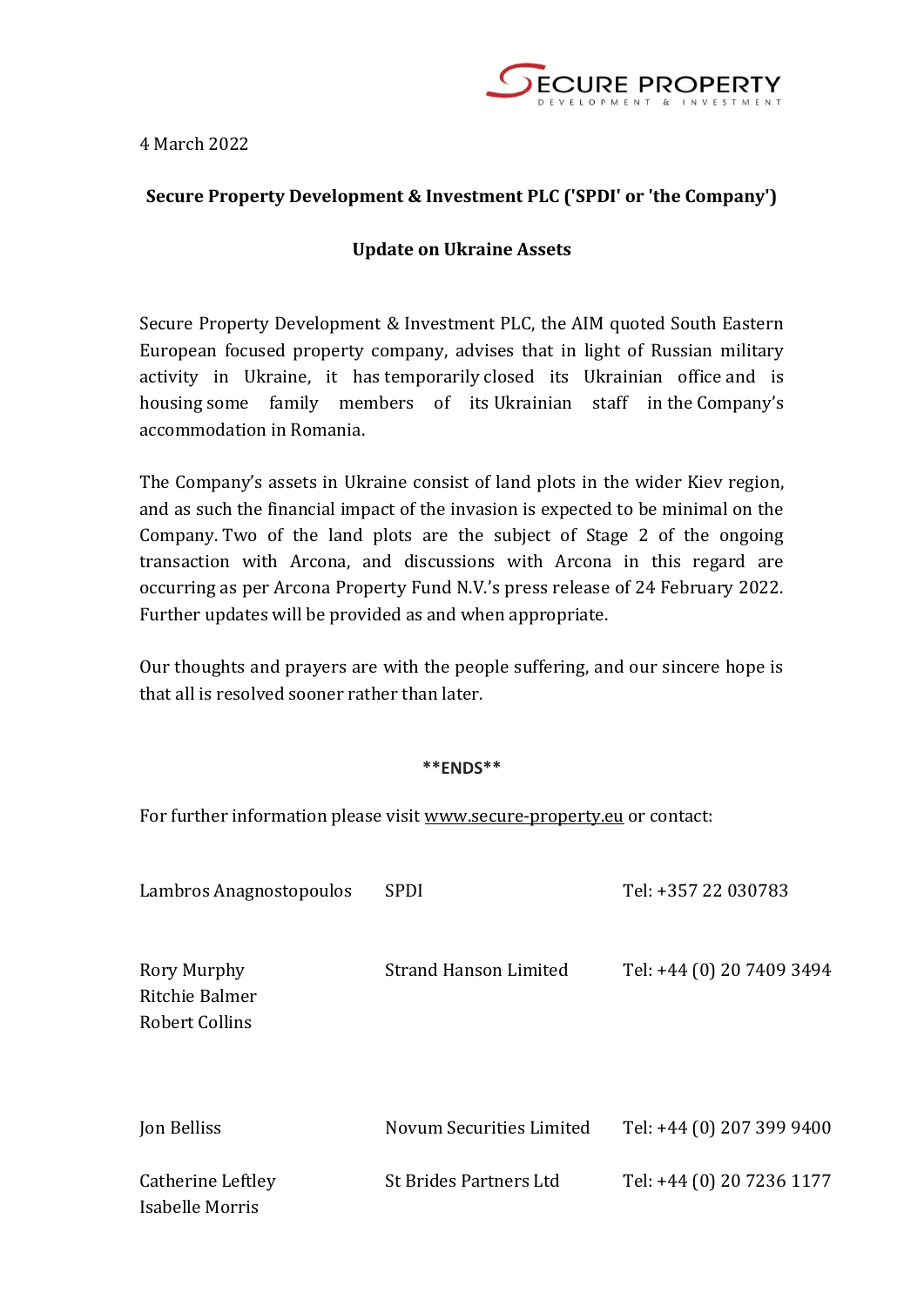4 March 2022

**Secure Property Development & Investment PLC ('SPDI' or 'the Company')**

**Update on Ukraine Assets**

Secure Property Development & Investment PLC, the AIM quoted South Eastern European focused property company, advises that in light of Russian military activity in Ukraine, it has temporarily closed its Ukrainian office and is housing some family members of its Ukrainian staff in the Company's accommodation in Romania.

The Company's assets in Ukraine consist of land plots in the wider Kiev region, and as such the financial impact of the invasion is expected to be minimal on the Company. Two of the land plots are the subject of Stage 2 of the ongoing transaction with Arcona, and discussions with Arcona in this regard are occurring as per Arcona Property Fund N.V.'s press release of 24 February 2022. Further updates will be provided as and when appropriate.

Our thoughts and prayers are with the people suffering, and our sincere hope is that all is resolved sooner rather than later.

**\*\*ENDS\*\***

For further information please visit www.secure-property.eu or contact:

| | | |
|---|---|---|
| Lambros Anagnostopoulos | SPDI | Tel: +357 22 030783 |
| Rory Murphy<br>Ritchie Balmer<br>Robert Collins | Strand Hanson Limited | Tel: +44 (0) 20 7409 3494 |
| Jon Belliss | Novum Securities Limited | Tel: +44 (0) 207 399 9400 |
| Catherine Leftley<br>Isabelle Morris | St Brides Partners Ltd | Tel: +44 (0) 20 7236 1177 |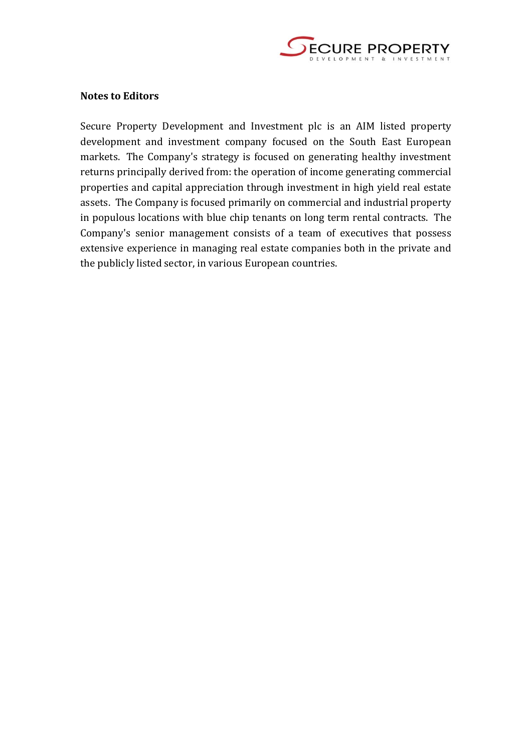**Notes to Editors**

Secure Property Development and Investment plc is an AIM listed property development and investment company focused on the South East European markets. The Company's strategy is focused on generating healthy investment returns principally derived from: the operation of income generating commercial properties and capital appreciation through investment in high yield real estate assets. The Company is focused primarily on commercial and industrial property in populous locations with blue chip tenants on long term rental contracts. The Company's senior management consists of a team of executives that possess extensive experience in managing real estate companies both in the private and the publicly listed sector, in various European countries.